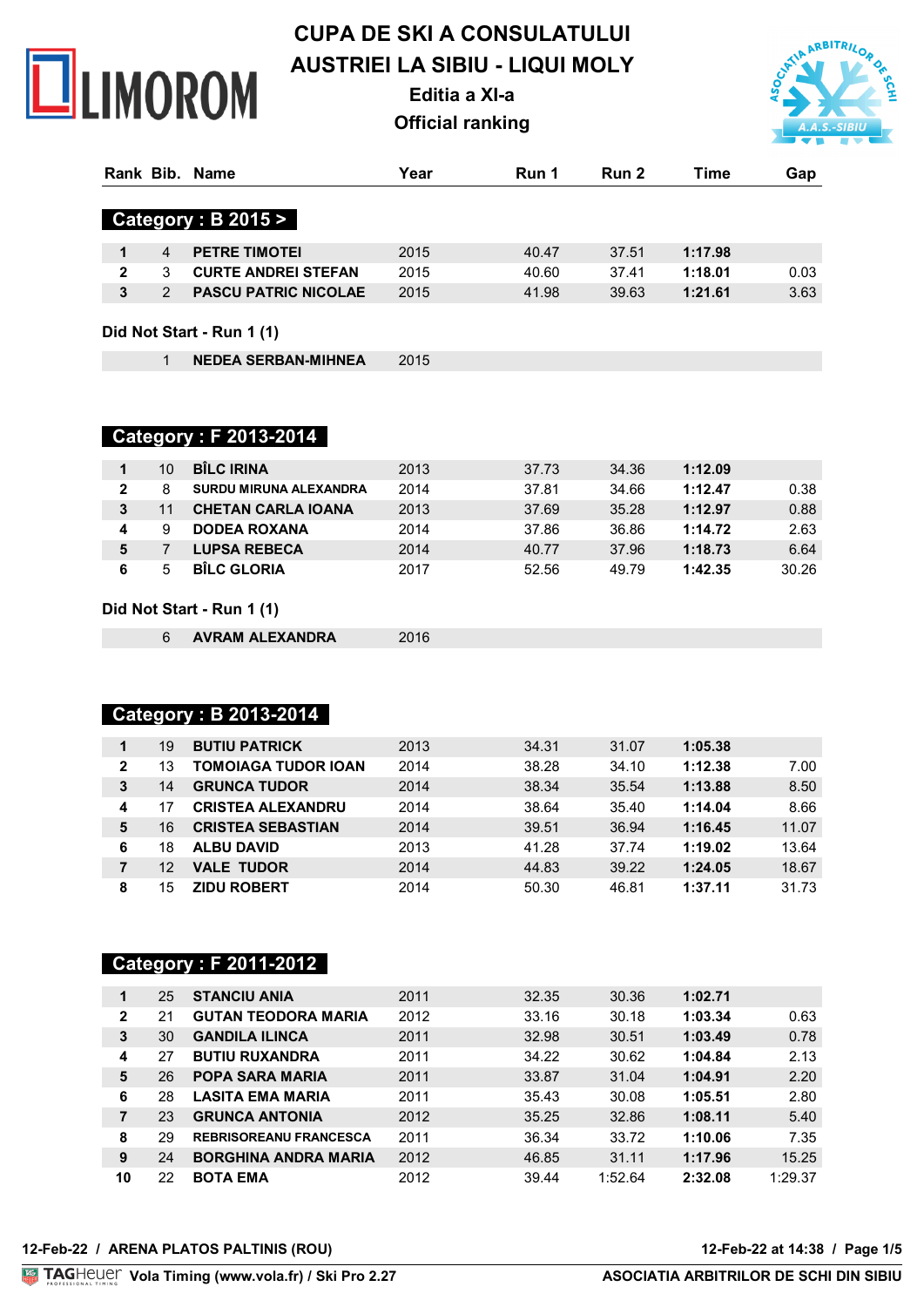LIMOROM

# CUPA DE SKI A CONSULATULUI AUSTRIEI LA SIBIU - LIQUI MOLY

## Editia a XI-a

## Official ranking

### Category : B 2015 >

| Rank | Bib. | Name | Year | Run 1 | Run 2 | Time | Gap |
|---|---|---|---|---|---|---|---|
| 1 | 4 | PETRE TIMOTEI | 2015 | 40.47 | 37.51 | 1:17.98 | |
| 2 | 3 | CURTE ANDREI STEFAN | 2015 | 40.60 | 37.41 | 1:18.01 | 0.03 |
| 3 | 2 | PASCU PATRIC NICOLAE | 2015 | 41.98 | 39.63 | 1:21.61 | 3.63 |

**Did Not Start - Run 1 (1)**

| Rank | Bib. | Name | Year |
|---|---|---|---|
| | 1 | NEDEA SERBAN-MIHNEA | 2015 |

### Category : F 2013-2014

| Rank | Bib. | Name | Year | Run 1 | Run 2 | Time | Gap |
|---|---|---|---|---|---|---|---|
| 1 | 10 | BÎLC IRINA | 2013 | 37.73 | 34.36 | 1:12.09 | |
| 2 | 8 | SURDU MIRUNA ALEXANDRA | 2014 | 37.81 | 34.66 | 1:12.47 | 0.38 |
| 3 | 11 | CHETAN CARLA IOANA | 2013 | 37.69 | 35.28 | 1:12.97 | 0.88 |
| 4 | 9 | DODEA ROXANA | 2014 | 37.86 | 36.86 | 1:14.72 | 2.63 |
| 5 | 7 | LUPSA REBECA | 2014 | 40.77 | 37.96 | 1:18.73 | 6.64 |
| 6 | 5 | BÎLC GLORIA | 2017 | 52.56 | 49.79 | 1:42.35 | 30.26 |

**Did Not Start - Run 1 (1)**

| Rank | Bib. | Name | Year |
|---|---|---|---|
| | 6 | AVRAM ALEXANDRA | 2016 |

### Category : B 2013-2014

| Rank | Bib. | Name | Year | Run 1 | Run 2 | Time | Gap |
|---|---|---|---|---|---|---|---|
| 1 | 19 | BUTIU PATRICK | 2013 | 34.31 | 31.07 | 1:05.38 | |
| 2 | 13 | TOMOIAGA TUDOR IOAN | 2014 | 38.28 | 34.10 | 1:12.38 | 7.00 |
| 3 | 14 | GRUNCA TUDOR | 2014 | 38.34 | 35.54 | 1:13.88 | 8.50 |
| 4 | 17 | CRISTEA ALEXANDRU | 2014 | 38.64 | 35.40 | 1:14.04 | 8.66 |
| 5 | 16 | CRISTEA SEBASTIAN | 2014 | 39.51 | 36.94 | 1:16.45 | 11.07 |
| 6 | 18 | ALBU DAVID | 2013 | 41.28 | 37.74 | 1:19.02 | 13.64 |
| 7 | 12 | VALE TUDOR | 2014 | 44.83 | 39.22 | 1:24.05 | 18.67 |
| 8 | 15 | ZIDU ROBERT | 2014 | 50.30 | 46.81 | 1:37.11 | 31.73 |

### Category : F 2011-2012

| Rank | Bib. | Name | Year | Run 1 | Run 2 | Time | Gap |
|---|---|---|---|---|---|---|---|
| 1 | 25 | STANCIU ANIA | 2011 | 32.35 | 30.36 | 1:02.71 | |
| 2 | 21 | GUTAN TEODORA MARIA | 2012 | 33.16 | 30.18 | 1:03.34 | 0.63 |
| 3 | 30 | GANDILA ILINCA | 2011 | 32.98 | 30.51 | 1:03.49 | 0.78 |
| 4 | 27 | BUTIU RUXANDRA | 2011 | 34.22 | 30.62 | 1:04.84 | 2.13 |
| 5 | 26 | POPA SARA MARIA | 2011 | 33.87 | 31.04 | 1:04.91 | 2.20 |
| 6 | 28 | LASITA EMA MARIA | 2011 | 35.43 | 30.08 | 1:05.51 | 2.80 |
| 7 | 23 | GRUNCA ANTONIA | 2012 | 35.25 | 32.86 | 1:08.11 | 5.40 |
| 8 | 29 | REBRISOREANU FRANCESCA | 2011 | 36.34 | 33.72 | 1:10.06 | 7.35 |
| 9 | 24 | BORGHINA ANDRA MARIA | 2012 | 46.85 | 31.11 | 1:17.96 | 15.25 |
| 10 | 22 | BOTA EMA | 2012 | 39.44 | 1:52.64 | 2:32.08 | 1:29.37 |

12-Feb-22 / ARENA PLATOS PALTINIS (ROU) — 12-Feb-22 at 14:38

TAGHeuer Vola Timing (www.vola.fr) / Ski Pro 2.27 — ASOCIATIA ARBITRILOR DE SCHI DIN SIBIU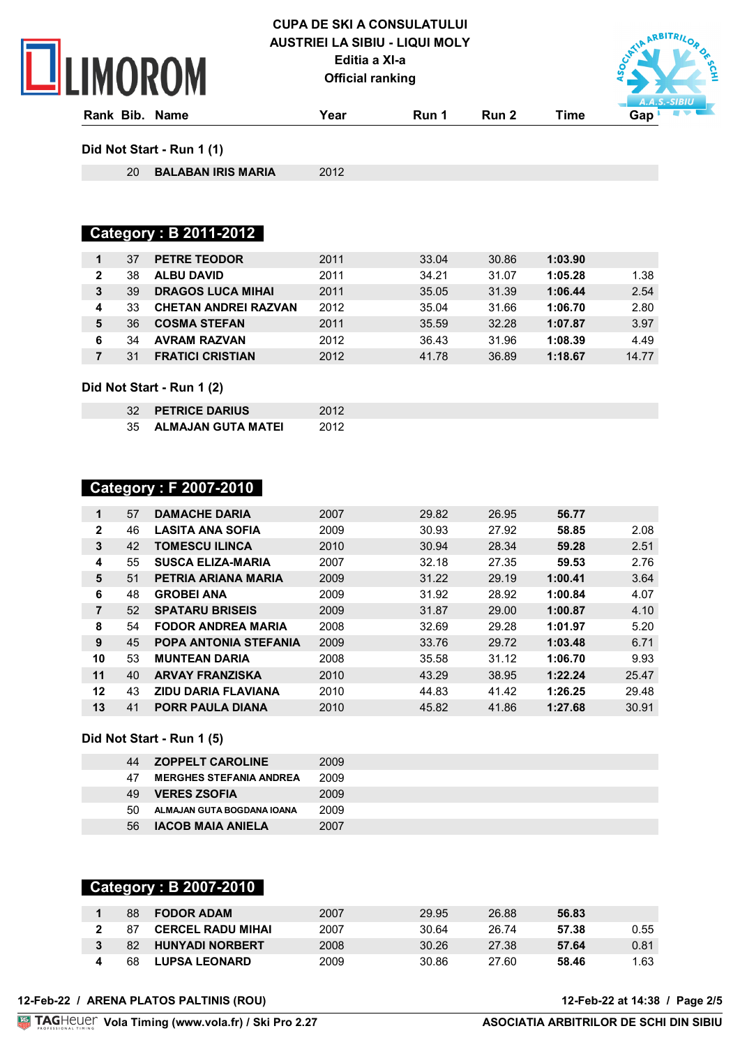# CUPA DE SKI A CONSULATULUI AUSTRIEI LA SIBIU - LIQUI MOLY

## Editia a XI-a

## Official ranking

| Rank | Bib. | Name | Year | Run 1 | Run 2 | Time | Gap |
|---|---|---|---|---|---|---|---|

### Did Not Start - Run 1 (1)

| Rank | Bib. | Name | Year | Run 1 | Run 2 | Time | Gap |
|---|---|---|---|---|---|---|---|
| | 20 | **BALABAN IRIS MARIA** | 2012 | | | | |

## Category : B 2011-2012

| Rank | Bib. | Name | Year | Run 1 | Run 2 | Time | Gap |
|---|---|---|---|---|---|---|---|
| **1** | 37 | **PETRE TEODOR** | 2011 | 33.04 | 30.86 | **1:03.90** | |
| **2** | 38 | **ALBU DAVID** | 2011 | 34.21 | 31.07 | **1:05.28** | 1.38 |
| **3** | 39 | **DRAGOS LUCA MIHAI** | 2011 | 35.05 | 31.39 | **1:06.44** | 2.54 |
| **4** | 33 | **CHETAN ANDREI RAZVAN** | 2012 | 35.04 | 31.66 | **1:06.70** | 2.80 |
| **5** | 36 | **COSMA STEFAN** | 2011 | 35.59 | 32.28 | **1:07.87** | 3.97 |
| **6** | 34 | **AVRAM RAZVAN** | 2012 | 36.43 | 31.96 | **1:08.39** | 4.49 |
| **7** | 31 | **FRATICI CRISTIAN** | 2012 | 41.78 | 36.89 | **1:18.67** | 14.77 |

### Did Not Start - Run 1 (2)

| Rank | Bib. | Name | Year | Run 1 | Run 2 | Time | Gap |
|---|---|---|---|---|---|---|---|
| | 32 | **PETRICE DARIUS** | 2012 | | | | |
| | 35 | **ALMAJAN GUTA MATEI** | 2012 | | | | |

## Category : F 2007-2010

| Rank | Bib. | Name | Year | Run 1 | Run 2 | Time | Gap |
|---|---|---|---|---|---|---|---|
| **1** | 57 | **DAMACHE DARIA** | 2007 | 29.82 | 26.95 | **56.77** | |
| **2** | 46 | **LASITA ANA SOFIA** | 2009 | 30.93 | 27.92 | **58.85** | 2.08 |
| **3** | 42 | **TOMESCU ILINCA** | 2010 | 30.94 | 28.34 | **59.28** | 2.51 |
| **4** | 55 | **SUSCA ELIZA-MARIA** | 2007 | 32.18 | 27.35 | **59.53** | 2.76 |
| **5** | 51 | **PETRIA ARIANA MARIA** | 2009 | 31.22 | 29.19 | **1:00.41** | 3.64 |
| **6** | 48 | **GROBEI ANA** | 2009 | 31.92 | 28.92 | **1:00.84** | 4.07 |
| **7** | 52 | **SPATARU BRISEIS** | 2009 | 31.87 | 29.00 | **1:00.87** | 4.10 |
| **8** | 54 | **FODOR ANDREA MARIA** | 2008 | 32.69 | 29.28 | **1:01.97** | 5.20 |
| **9** | 45 | **POPA ANTONIA STEFANIA** | 2009 | 33.76 | 29.72 | **1:03.48** | 6.71 |
| **10** | 53 | **MUNTEAN DARIA** | 2008 | 35.58 | 31.12 | **1:06.70** | 9.93 |
| **11** | 40 | **ARVAY FRANZISKA** | 2010 | 43.29 | 38.95 | **1:22.24** | 25.47 |
| **12** | 43 | **ZIDU DARIA FLAVIANA** | 2010 | 44.83 | 41.42 | **1:26.25** | 29.48 |
| **13** | 41 | **PORR PAULA DIANA** | 2010 | 45.82 | 41.86 | **1:27.68** | 30.91 |

### Did Not Start - Run 1 (5)

| Rank | Bib. | Name | Year | Run 1 | Run 2 | Time | Gap |
|---|---|---|---|---|---|---|---|
| | 44 | **ZOPPELT CAROLINE** | 2009 | | | | |
| | 47 | **MERGHES STEFANIA ANDREA** | 2009 | | | | |
| | 49 | **VERES ZSOFIA** | 2009 | | | | |
| | 50 | **ALMAJAN GUTA BOGDANA IOANA** | 2009 | | | | |
| | 56 | **IACOB MAIA ANIELA** | 2007 | | | | |

## Category : B 2007-2010

| Rank | Bib. | Name | Year | Run 1 | Run 2 | Time | Gap |
|---|---|---|---|---|---|---|---|
| **1** | 88 | **FODOR ADAM** | 2007 | 29.95 | 26.88 | **56.83** | |
| **2** | 87 | **CERCEL RADU MIHAI** | 2007 | 30.64 | 26.74 | **57.38** | 0.55 |
| **3** | 82 | **HUNYADI NORBERT** | 2008 | 30.26 | 27.38 | **57.64** | 0.81 |
| **4** | 68 | **LUPSA LEONARD** | 2009 | 30.86 | 27.60 | **58.46** | 1.63 |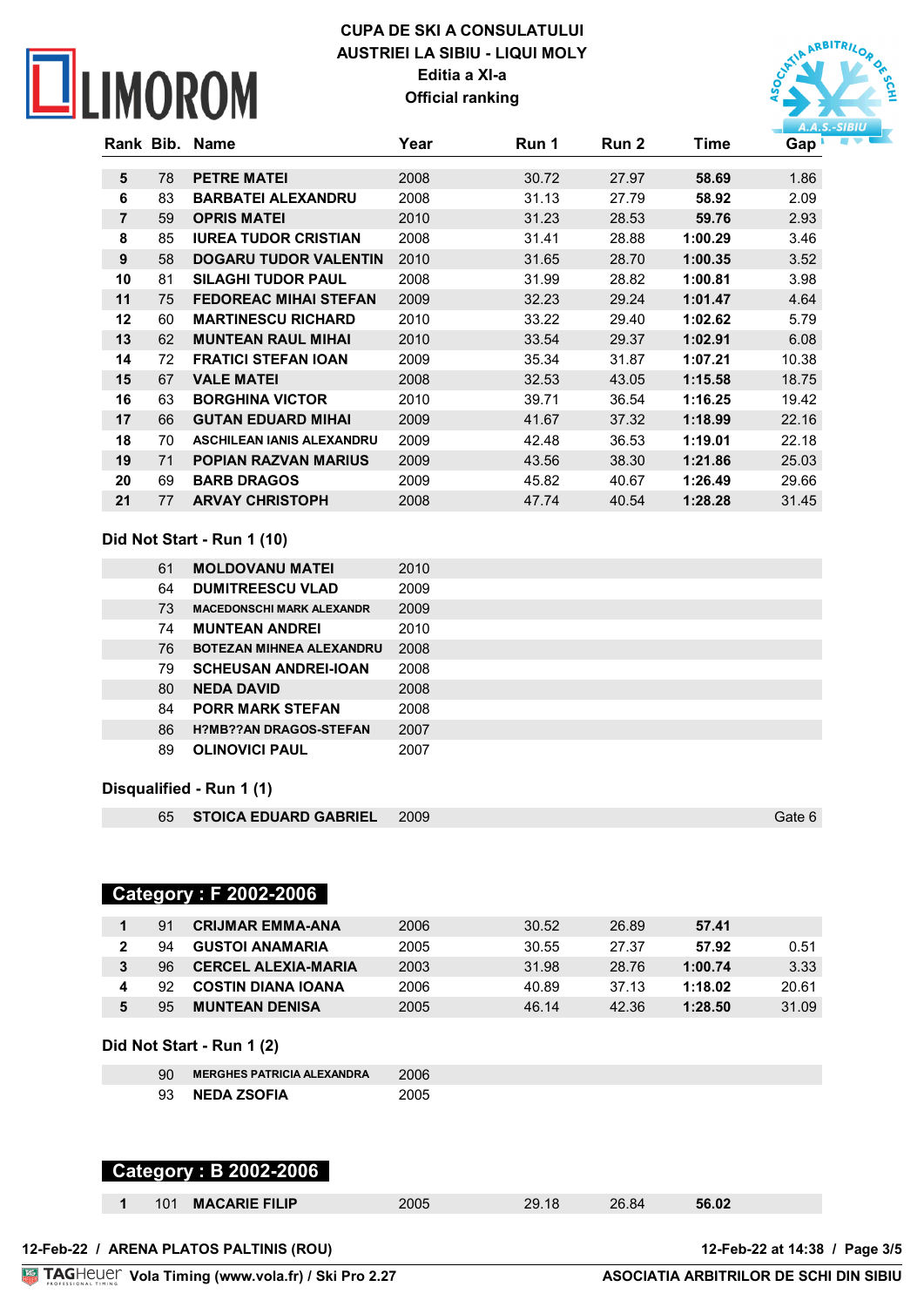CUPA DE SKI A CONSULATULUI AUSTRIEI LA SIBIU - LIQUI MOLY
Editia a XI-a
Official ranking

| Rank | Bib. | Name | Year | Run 1 | Run 2 | Time | Gap |
|---|---|---|---|---|---|---|---|
| 5 | 78 | PETRE MATEI | 2008 | 30.72 | 27.97 | 58.69 | 1.86 |
| 6 | 83 | BARBATEI ALEXANDRU | 2008 | 31.13 | 27.79 | 58.92 | 2.09 |
| 7 | 59 | OPRIS MATEI | 2010 | 31.23 | 28.53 | 59.76 | 2.93 |
| 8 | 85 | IUREA TUDOR CRISTIAN | 2008 | 31.41 | 28.88 | 1:00.29 | 3.46 |
| 9 | 58 | DOGARU TUDOR VALENTIN | 2010 | 31.65 | 28.70 | 1:00.35 | 3.52 |
| 10 | 81 | SILAGHI TUDOR PAUL | 2008 | 31.99 | 28.82 | 1:00.81 | 3.98 |
| 11 | 75 | FEDOREAC MIHAI STEFAN | 2009 | 32.23 | 29.24 | 1:01.47 | 4.64 |
| 12 | 60 | MARTINESCU RICHARD | 2010 | 33.22 | 29.40 | 1:02.62 | 5.79 |
| 13 | 62 | MUNTEAN RAUL MIHAI | 2010 | 33.54 | 29.37 | 1:02.91 | 6.08 |
| 14 | 72 | FRATICI STEFAN IOAN | 2009 | 35.34 | 31.87 | 1:07.21 | 10.38 |
| 15 | 67 | VALE MATEI | 2008 | 32.53 | 43.05 | 1:15.58 | 18.75 |
| 16 | 63 | BORGHINA VICTOR | 2010 | 39.71 | 36.54 | 1:16.25 | 19.42 |
| 17 | 66 | GUTAN EDUARD MIHAI | 2009 | 41.67 | 37.32 | 1:18.99 | 22.16 |
| 18 | 70 | ASCHILEAN IANIS ALEXANDRU | 2009 | 42.48 | 36.53 | 1:19.01 | 22.18 |
| 19 | 71 | POPIAN RAZVAN MARIUS | 2009 | 43.56 | 38.30 | 1:21.86 | 25.03 |
| 20 | 69 | BARB DRAGOS | 2009 | 45.82 | 40.67 | 1:26.49 | 29.66 |
| 21 | 77 | ARVAY CHRISTOPH | 2008 | 47.74 | 40.54 | 1:28.28 | 31.45 |

**Did Not Start - Run 1 (10)**

| Bib. | Name | Year |
|---|---|---|
| 61 | MOLDOVANU MATEI | 2010 |
| 64 | DUMITREESCU VLAD | 2009 |
| 73 | MACEDONSCHI MARK ALEXANDR | 2009 |
| 74 | MUNTEAN ANDREI | 2010 |
| 76 | BOTEZAN MIHNEA ALEXANDRU | 2008 |
| 79 | SCHEUSAN ANDREI-IOAN | 2008 |
| 80 | NEDA DAVID | 2008 |
| 84 | PORR MARK STEFAN | 2008 |
| 86 | H?MB??AN DRAGOS-STEFAN | 2007 |
| 89 | OLINOVICI PAUL | 2007 |

**Disqualified - Run 1 (1)**

| Bib. | Name | Year | |
|---|---|---|---|
| 65 | STOICA EDUARD GABRIEL | 2009 | Gate 6 |

## Category : F 2002-2006

| Rank | Bib. | Name | Year | Run 1 | Run 2 | Time | Gap |
|---|---|---|---|---|---|---|---|
| 1 | 91 | CRIJMAR EMMA-ANA | 2006 | 30.52 | 26.89 | 57.41 | |
| 2 | 94 | GUSTOI ANAMARIA | 2005 | 30.55 | 27.37 | 57.92 | 0.51 |
| 3 | 96 | CERCEL ALEXIA-MARIA | 2003 | 31.98 | 28.76 | 1:00.74 | 3.33 |
| 4 | 92 | COSTIN DIANA IOANA | 2006 | 40.89 | 37.13 | 1:18.02 | 20.61 |
| 5 | 95 | MUNTEAN DENISA | 2005 | 46.14 | 42.36 | 1:28.50 | 31.09 |

**Did Not Start - Run 1 (2)**

| Bib. | Name | Year |
|---|---|---|
| 90 | MERGHES PATRICIA ALEXANDRA | 2006 |
| 93 | NEDA ZSOFIA | 2005 |

## Category : B 2002-2006

| Rank | Bib. | Name | Year | Run 1 | Run 2 | Time | Gap |
|---|---|---|---|---|---|---|---|
| 1 | 101 | MACARIE FILIP | 2005 | 29.18 | 26.84 | 56.02 | |

12-Feb-22 / ARENA PLATOS PALTINIS (ROU) — 12-Feb-22 at 14:38

Vola Timing (www.vola.fr) / Ski Pro 2.27 — ASOCIATIA ARBITRILOR DE SCHI DIN SIBIU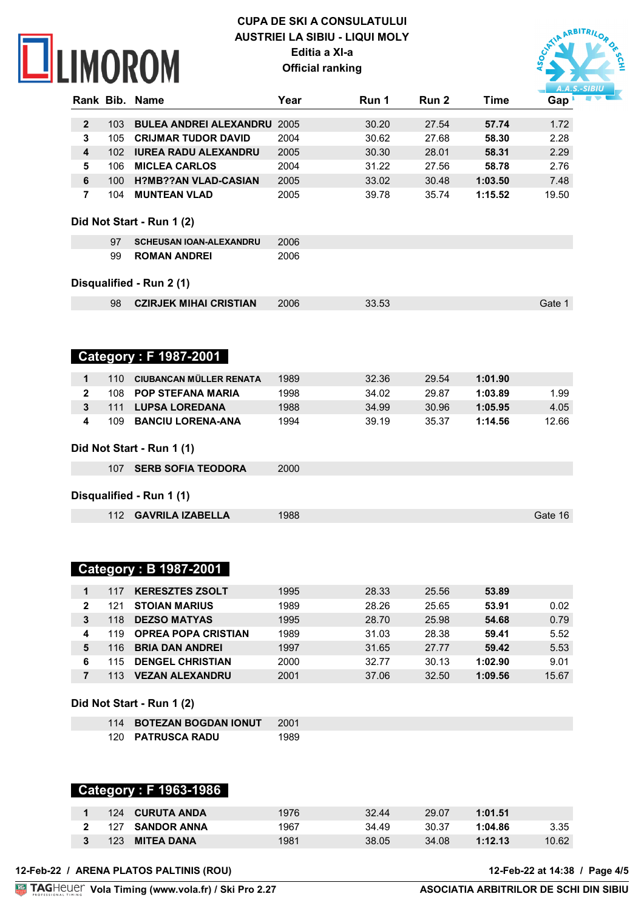# CUPA DE SKI A CONSULATULUI AUSTRIEI LA SIBIU - LIQUI MOLY

**Editia a XI-a**

**Official ranking**

| Rank | Bib. | Name | Year | Run 1 | Run 2 | Time | Gap |
|---|---|---|---|---|---|---|---|
| 2 | 103 | BULEA ANDREI ALEXANDRU | 2005 | 30.20 | 27.54 | 57.74 | 1.72 |
| 3 | 105 | CRIJMAR TUDOR DAVID | 2004 | 30.62 | 27.68 | 58.30 | 2.28 |
| 4 | 102 | IUREA RADU ALEXANDRU | 2005 | 30.30 | 28.01 | 58.31 | 2.29 |
| 5 | 106 | MICLEA CARLOS | 2004 | 31.22 | 27.56 | 58.78 | 2.76 |
| 6 | 100 | H?MB??AN VLAD-CASIAN | 2005 | 33.02 | 30.48 | 1:03.50 | 7.48 |
| 7 | 104 | MUNTEAN VLAD | 2005 | 39.78 | 35.74 | 1:15.52 | 19.50 |

**Did Not Start - Run 1 (2)**

| Bib. | Name | Year |
|---|---|---|
| 97 | SCHEUSAN IOAN-ALEXANDRU | 2006 |
| 99 | ROMAN ANDREI | 2006 |

**Disqualified - Run 2 (1)**

| Bib. | Name | Year | Run 1 | Gap |
|---|---|---|---|---|
| 98 | CZIRJEK MIHAI CRISTIAN | 2006 | 33.53 | Gate 1 |

## Category : F 1987-2001

| Rank | Bib. | Name | Year | Run 1 | Run 2 | Time | Gap |
|---|---|---|---|---|---|---|---|
| 1 | 110 | CIUBANCAN MÜLLER RENATA | 1989 | 32.36 | 29.54 | 1:01.90 | |
| 2 | 108 | POP STEFANA MARIA | 1998 | 34.02 | 29.87 | 1:03.89 | 1.99 |
| 3 | 111 | LUPSA LOREDANA | 1988 | 34.99 | 30.96 | 1:05.95 | 4.05 |
| 4 | 109 | BANCIU LORENA-ANA | 1994 | 39.19 | 35.37 | 1:14.56 | 12.66 |

**Did Not Start - Run 1 (1)**

| Bib. | Name | Year |
|---|---|---|
| 107 | SERB SOFIA TEODORA | 2000 |

**Disqualified - Run 1 (1)**

| Bib. | Name | Year | Gap |
|---|---|---|---|
| 112 | GAVRILA IZABELLA | 1988 | Gate 16 |

## Category : B 1987-2001

| Rank | Bib. | Name | Year | Run 1 | Run 2 | Time | Gap |
|---|---|---|---|---|---|---|---|
| 1 | 117 | KERESZTES ZSOLT | 1995 | 28.33 | 25.56 | 53.89 | |
| 2 | 121 | STOIAN MARIUS | 1989 | 28.26 | 25.65 | 53.91 | 0.02 |
| 3 | 118 | DEZSO MATYAS | 1995 | 28.70 | 25.98 | 54.68 | 0.79 |
| 4 | 119 | OPREA POPA CRISTIAN | 1989 | 31.03 | 28.38 | 59.41 | 5.52 |
| 5 | 116 | BRIA DAN ANDREI | 1997 | 31.65 | 27.77 | 59.42 | 5.53 |
| 6 | 115 | DENGEL CHRISTIAN | 2000 | 32.77 | 30.13 | 1:02.90 | 9.01 |
| 7 | 113 | VEZAN ALEXANDRU | 2001 | 37.06 | 32.50 | 1:09.56 | 15.67 |

**Did Not Start - Run 1 (2)**

| Bib. | Name | Year |
|---|---|---|
| 114 | BOTEZAN BOGDAN IONUT | 2001 |
| 120 | PATRUSCA RADU | 1989 |

## Category : F 1963-1986

| Rank | Bib. | Name | Year | Run 1 | Run 2 | Time | Gap |
|---|---|---|---|---|---|---|---|
| 1 | 124 | CURUTA ANDA | 1976 | 32.44 | 29.07 | 1:01.51 | |
| 2 | 127 | SANDOR ANNA | 1967 | 34.49 | 30.37 | 1:04.86 | 3.35 |
| 3 | 123 | MITEA DANA | 1981 | 38.05 | 34.08 | 1:12.13 | 10.62 |

12-Feb-22 / ARENA PLATOS PALTINIS (ROU) — 12-Feb-22 at 14:38

Vola Timing (www.vola.fr) / Ski Pro 2.27 — ASOCIATIA ARBITRILOR DE SCHI DIN SIBIU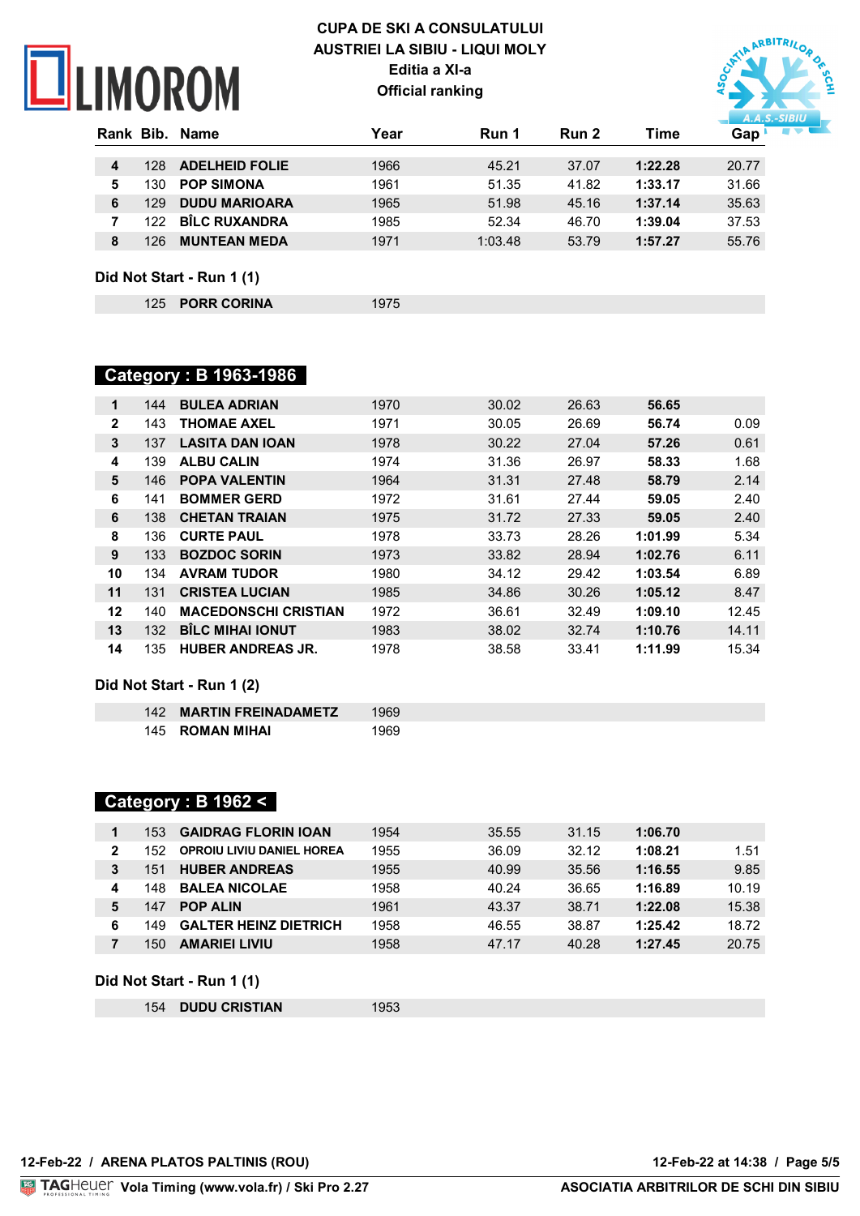# CUPA DE SKI A CONSULATULUI AUSTRIEI LA SIBIU - LIQUI MOLY

**Editia a XI-a**

**Official ranking**

| Rank | Bib. | Name | Year | Run 1 | Run 2 | Time | Gap |
|---|---|---|---|---|---|---|---|
| 4 | 128 | ADELHEID FOLIE | 1966 | 45.21 | 37.07 | 1:22.28 | 20.77 |
| 5 | 130 | POP SIMONA | 1961 | 51.35 | 41.82 | 1:33.17 | 31.66 |
| 6 | 129 | DUDU MARIOARA | 1965 | 51.98 | 45.16 | 1:37.14 | 35.63 |
| 7 | 122 | BÎLC RUXANDRA | 1985 | 52.34 | 46.70 | 1:39.04 | 37.53 |
| 8 | 126 | MUNTEAN MEDA | 1971 | 1:03.48 | 53.79 | 1:57.27 | 55.76 |

**Did Not Start - Run 1 (1)**

| Bib. | Name | Year |
|---|---|---|
| 125 | PORR CORINA | 1975 |

## Category : B 1963-1986

| Rank | Bib. | Name | Year | Run 1 | Run 2 | Time | Gap |
|---|---|---|---|---|---|---|---|
| 1 | 144 | BULEA ADRIAN | 1970 | 30.02 | 26.63 | 56.65 | |
| 2 | 143 | THOMAE AXEL | 1971 | 30.05 | 26.69 | 56.74 | 0.09 |
| 3 | 137 | LASITA DAN IOAN | 1978 | 30.22 | 27.04 | 57.26 | 0.61 |
| 4 | 139 | ALBU CALIN | 1974 | 31.36 | 26.97 | 58.33 | 1.68 |
| 5 | 146 | POPA VALENTIN | 1964 | 31.31 | 27.48 | 58.79 | 2.14 |
| 6 | 141 | BOMMER GERD | 1972 | 31.61 | 27.44 | 59.05 | 2.40 |
| 6 | 138 | CHETAN TRAIAN | 1975 | 31.72 | 27.33 | 59.05 | 2.40 |
| 8 | 136 | CURTE PAUL | 1978 | 33.73 | 28.26 | 1:01.99 | 5.34 |
| 9 | 133 | BOZDOC SORIN | 1973 | 33.82 | 28.94 | 1:02.76 | 6.11 |
| 10 | 134 | AVRAM TUDOR | 1980 | 34.12 | 29.42 | 1:03.54 | 6.89 |
| 11 | 131 | CRISTEA LUCIAN | 1985 | 34.86 | 30.26 | 1:05.12 | 8.47 |
| 12 | 140 | MACEDONSCHI CRISTIAN | 1972 | 36.61 | 32.49 | 1:09.10 | 12.45 |
| 13 | 132 | BÎLC MIHAI IONUT | 1983 | 38.02 | 32.74 | 1:10.76 | 14.11 |
| 14 | 135 | HUBER ANDREAS JR. | 1978 | 38.58 | 33.41 | 1:11.99 | 15.34 |

**Did Not Start - Run 1 (2)**

| Bib. | Name | Year |
|---|---|---|
| 142 | MARTIN FREINADAMETZ | 1969 |
| 145 | ROMAN MIHAI | 1969 |

## Category : B 1962 <

| Rank | Bib. | Name | Year | Run 1 | Run 2 | Time | Gap |
|---|---|---|---|---|---|---|---|
| 1 | 153 | GAIDRAG FLORIN IOAN | 1954 | 35.55 | 31.15 | 1:06.70 | |
| 2 | 152 | OPROIU LIVIU DANIEL HOREA | 1955 | 36.09 | 32.12 | 1:08.21 | 1.51 |
| 3 | 151 | HUBER ANDREAS | 1955 | 40.99 | 35.56 | 1:16.55 | 9.85 |
| 4 | 148 | BALEA NICOLAE | 1958 | 40.24 | 36.65 | 1:16.89 | 10.19 |
| 5 | 147 | POP ALIN | 1961 | 43.37 | 38.71 | 1:22.08 | 15.38 |
| 6 | 149 | GALTER HEINZ DIETRICH | 1958 | 46.55 | 38.87 | 1:25.42 | 18.72 |
| 7 | 150 | AMARIEI LIVIU | 1958 | 47.17 | 40.28 | 1:27.45 | 20.75 |

**Did Not Start - Run 1 (1)**

| Bib. | Name | Year |
|---|---|---|
| 154 | DUDU CRISTIAN | 1953 |

12-Feb-22 / ARENA PLATOS PALTINIS (ROU) — 12-Feb-22 at 14:38

Vola Timing (www.vola.fr) / Ski Pro 2.27 — ASOCIATIA ARBITRILOR DE SCHI DIN SIBIU